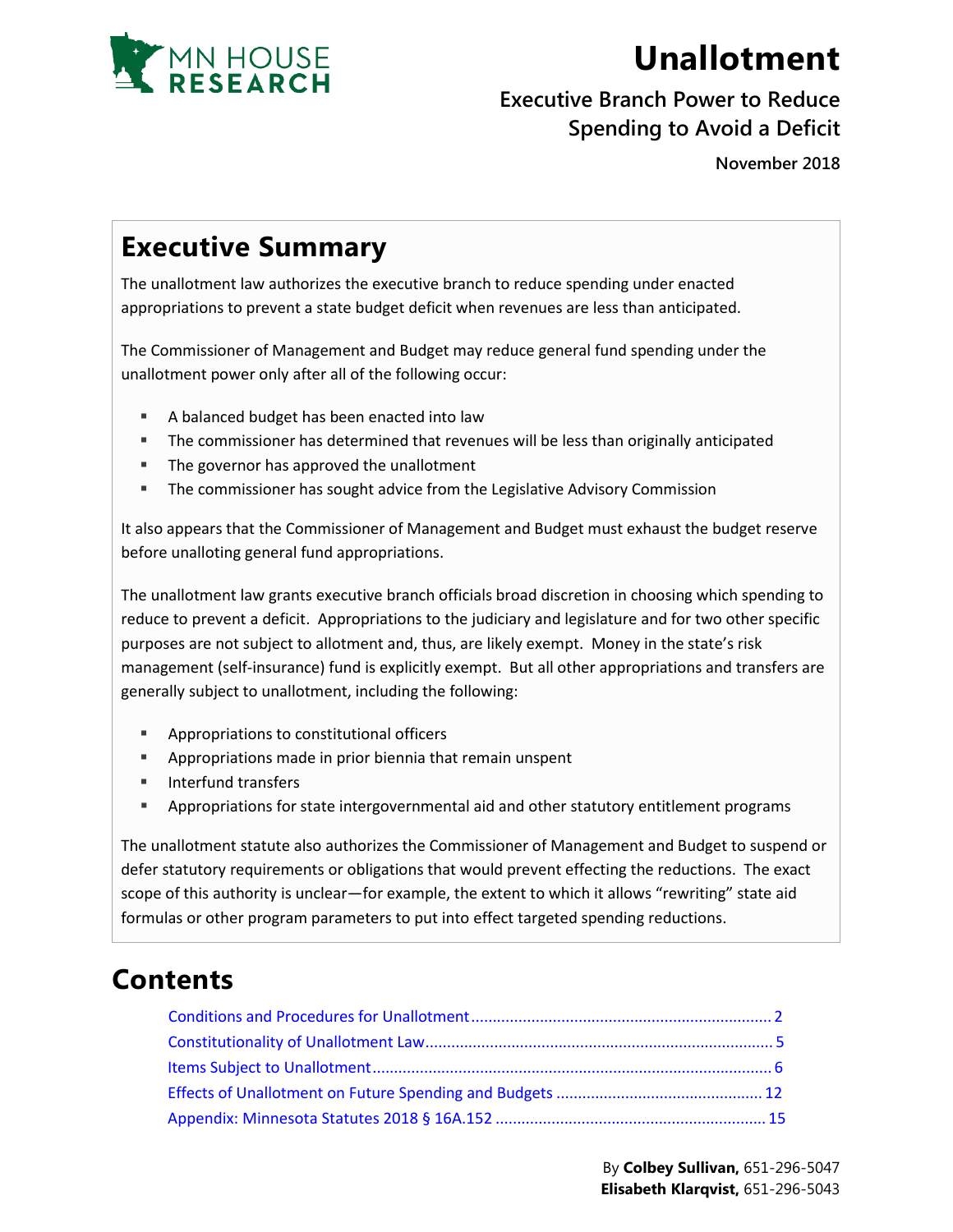MN HOUSE RESEARCH

# Unallotment

## Executive Branch Power to Reduce Spending to Avoid a Deficit

**November 2018**

## Executive Summary

The unallotment law authorizes the executive branch to reduce spending under enacted appropriations to prevent a state budget deficit when revenues are less than anticipated.

The Commissioner of Management and Budget may reduce general fund spending under the unallotment power only after all of the following occur:

- A balanced budget has been enacted into law
- The commissioner has determined that revenues will be less than originally anticipated
- The governor has approved the unallotment
- The commissioner has sought advice from the Legislative Advisory Commission

It also appears that the Commissioner of Management and Budget must exhaust the budget reserve before unalloting general fund appropriations.

The unallotment law grants executive branch officials broad discretion in choosing which spending to reduce to prevent a deficit. Appropriations to the judiciary and legislature and for two other specific purposes are not subject to allotment and, thus, are likely exempt. Money in the state's risk management (self-insurance) fund is explicitly exempt. But all other appropriations and transfers are generally subject to unallotment, including the following:

- Appropriations to constitutional officers
- Appropriations made in prior biennia that remain unspent
- Interfund transfers
- Appropriations for state intergovernmental aid and other statutory entitlement programs

The unallotment statute also authorizes the Commissioner of Management and Budget to suspend or defer statutory requirements or obligations that would prevent effecting the reductions. The exact scope of this authority is unclear—for example, the extent to which it allows "rewriting" state aid formulas or other program parameters to put into effect targeted spending reductions.

## Contents

- Conditions and Procedures for Unallotment ....... 2
- Constitutionality of Unallotment Law ....... 5
- Items Subject to Unallotment ....... 6
- Effects of Unallotment on Future Spending and Budgets ....... 12
- Appendix: Minnesota Statutes 2018 § 16A.152 ....... 15

By **Colbey Sullivan,** 651-296-5047
**Elisabeth Klarqvist,** 651-296-5043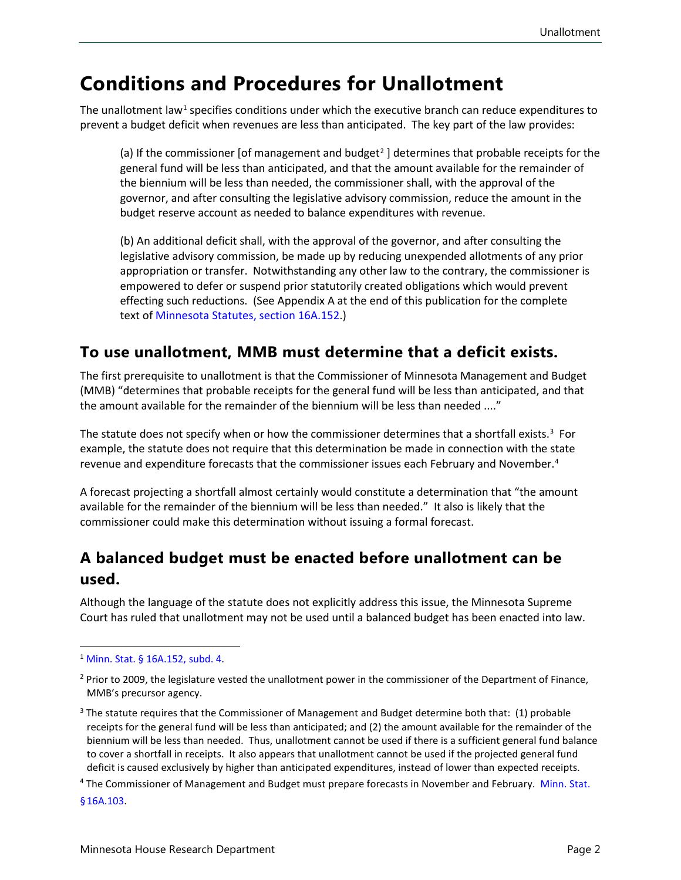# Conditions and Procedures for Unallotment

The unallotment law[1] specifies conditions under which the executive branch can reduce expenditures to prevent a budget deficit when revenues are less than anticipated. The key part of the law provides:

> (a) If the commissioner [of management and budget[2] ] determines that probable receipts for the general fund will be less than anticipated, and that the amount available for the remainder of the biennium will be less than needed, the commissioner shall, with the approval of the governor, and after consulting the legislative advisory commission, reduce the amount in the budget reserve account as needed to balance expenditures with revenue.
>
> (b) An additional deficit shall, with the approval of the governor, and after consulting the legislative advisory commission, be made up by reducing unexpended allotments of any prior appropriation or transfer. Notwithstanding any other law to the contrary, the commissioner is empowered to defer or suspend prior statutorily created obligations which would prevent effecting such reductions. (See Appendix A at the end of this publication for the complete text of Minnesota Statutes, section 16A.152.)

## To use unallotment, MMB must determine that a deficit exists.

The first prerequisite to unallotment is that the Commissioner of Minnesota Management and Budget (MMB) "determines that probable receipts for the general fund will be less than anticipated, and that the amount available for the remainder of the biennium will be less than needed ...."

The statute does not specify when or how the commissioner determines that a shortfall exists.[3] For example, the statute does not require that this determination be made in connection with the state revenue and expenditure forecasts that the commissioner issues each February and November.[4]

A forecast projecting a shortfall almost certainly would constitute a determination that "the amount available for the remainder of the biennium will be less than needed." It also is likely that the commissioner could make this determination without issuing a formal forecast.

## A balanced budget must be enacted before unallotment can be used.

Although the language of the statute does not explicitly address this issue, the Minnesota Supreme Court has ruled that unallotment may not be used until a balanced budget has been enacted into law.

---

[1] Minn. Stat. § 16A.152, subd. 4.

[2] Prior to 2009, the legislature vested the unallotment power in the commissioner of the Department of Finance, MMB's precursor agency.

[3] The statute requires that the Commissioner of Management and Budget determine both that: (1) probable receipts for the general fund will be less than anticipated; and (2) the amount available for the remainder of the biennium will be less than needed. Thus, unallotment cannot be used if there is a sufficient general fund balance to cover a shortfall in receipts. It also appears that unallotment cannot be used if the projected general fund deficit is caused exclusively by higher than anticipated expenditures, instead of lower than expected receipts.

[4] The Commissioner of Management and Budget must prepare forecasts in November and February. Minn. Stat. §16A.103.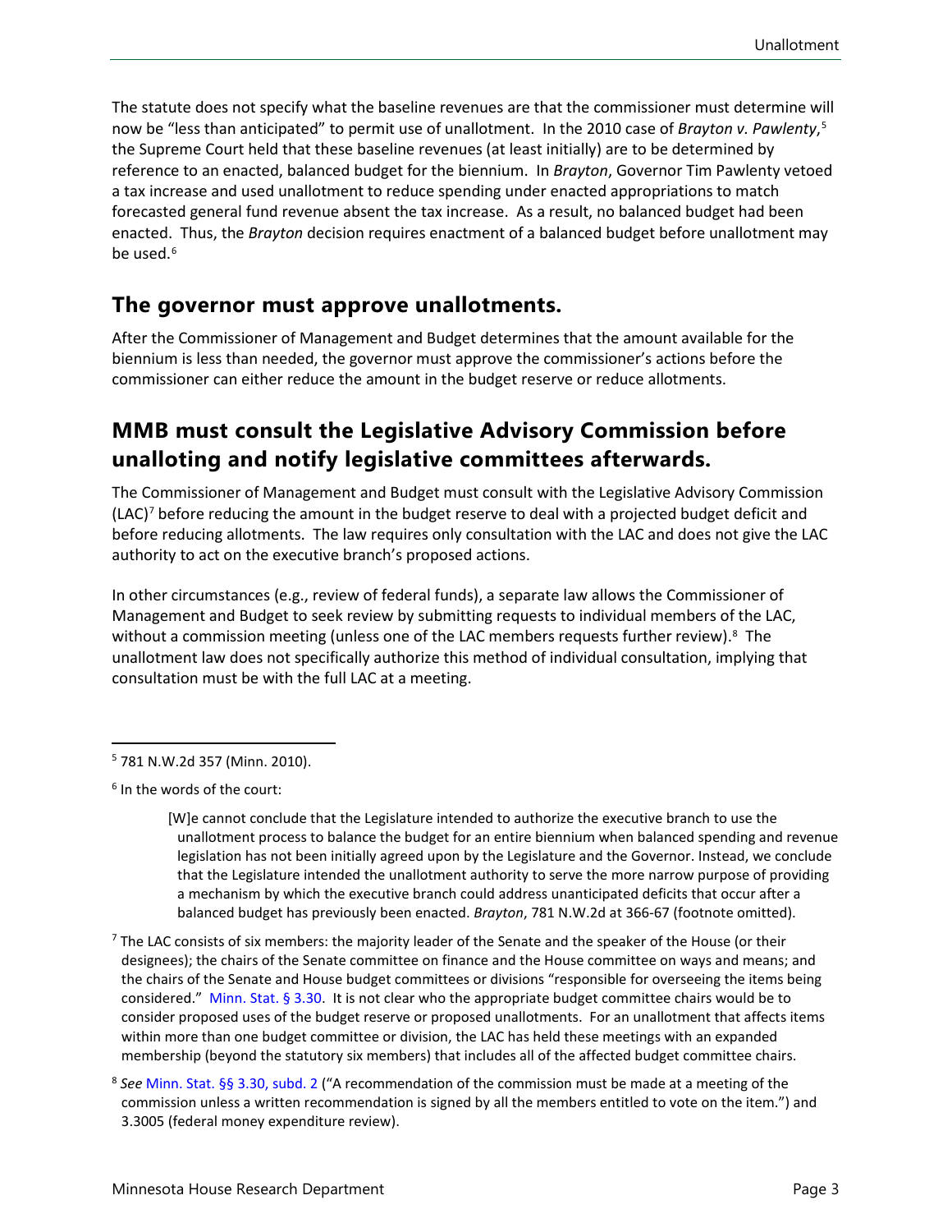The statute does not specify what the baseline revenues are that the commissioner must determine will now be "less than anticipated" to permit use of unallotment. In the 2010 case of *Brayton v. Pawlenty*,[5] the Supreme Court held that these baseline revenues (at least initially) are to be determined by reference to an enacted, balanced budget for the biennium. In *Brayton*, Governor Tim Pawlenty vetoed a tax increase and used unallotment to reduce spending under enacted appropriations to match forecasted general fund revenue absent the tax increase. As a result, no balanced budget had been enacted. Thus, the *Brayton* decision requires enactment of a balanced budget before unallotment may be used.[6]

## The governor must approve unallotments.

After the Commissioner of Management and Budget determines that the amount available for the biennium is less than needed, the governor must approve the commissioner's actions before the commissioner can either reduce the amount in the budget reserve or reduce allotments.

## MMB must consult the Legislative Advisory Commission before unalloting and notify legislative committees afterwards.

The Commissioner of Management and Budget must consult with the Legislative Advisory Commission (LAC)[7] before reducing the amount in the budget reserve to deal with a projected budget deficit and before reducing allotments. The law requires only consultation with the LAC and does not give the LAC authority to act on the executive branch's proposed actions.

In other circumstances (e.g., review of federal funds), a separate law allows the Commissioner of Management and Budget to seek review by submitting requests to individual members of the LAC, without a commission meeting (unless one of the LAC members requests further review).[8] The unallotment law does not specifically authorize this method of individual consultation, implying that consultation must be with the full LAC at a meeting.

---

[5] 781 N.W.2d 357 (Minn. 2010).

[6] In the words of the court:

> [W]e cannot conclude that the Legislature intended to authorize the executive branch to use the unallotment process to balance the budget for an entire biennium when balanced spending and revenue legislation has not been initially agreed upon by the Legislature and the Governor. Instead, we conclude that the Legislature intended the unallotment authority to serve the more narrow purpose of providing a mechanism by which the executive branch could address unanticipated deficits that occur after a balanced budget has previously been enacted. *Brayton*, 781 N.W.2d at 366-67 (footnote omitted).

[7] The LAC consists of six members: the majority leader of the Senate and the speaker of the House (or their designees); the chairs of the Senate committee on finance and the House committee on ways and means; and the chairs of the Senate and House budget committees or divisions "responsible for overseeing the items being considered." Minn. Stat. § 3.30. It is not clear who the appropriate budget committee chairs would be to consider proposed uses of the budget reserve or proposed unallotments. For an unallotment that affects items within more than one budget committee or division, the LAC has held these meetings with an expanded membership (beyond the statutory six members) that includes all of the affected budget committee chairs.

[8] *See* Minn. Stat. §§ 3.30, subd. 2 ("A recommendation of the commission must be made at a meeting of the commission unless a written recommendation is signed by all the members entitled to vote on the item.") and 3.3005 (federal money expenditure review).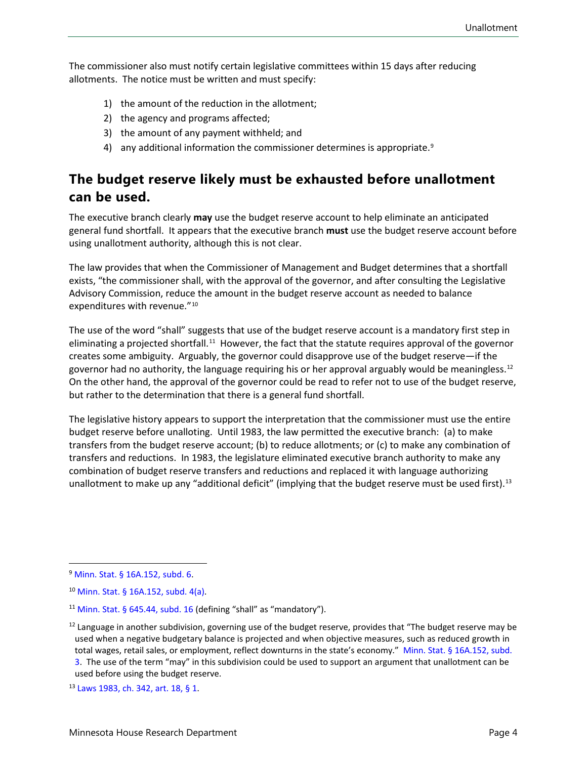The commissioner also must notify certain legislative committees within 15 days after reducing allotments. The notice must be written and must specify:

1) the amount of the reduction in the allotment;
2) the agency and programs affected;
3) the amount of any payment withheld; and
4) any additional information the commissioner determines is appropriate.[9]

## The budget reserve likely must be exhausted before unallotment can be used.

The executive branch clearly **may** use the budget reserve account to help eliminate an anticipated general fund shortfall. It appears that the executive branch **must** use the budget reserve account before using unallotment authority, although this is not clear.

The law provides that when the Commissioner of Management and Budget determines that a shortfall exists, "the commissioner shall, with the approval of the governor, and after consulting the Legislative Advisory Commission, reduce the amount in the budget reserve account as needed to balance expenditures with revenue."[10]

The use of the word "shall" suggests that use of the budget reserve account is a mandatory first step in eliminating a projected shortfall.[11] However, the fact that the statute requires approval of the governor creates some ambiguity. Arguably, the governor could disapprove use of the budget reserve—if the governor had no authority, the language requiring his or her approval arguably would be meaningless.[12] On the other hand, the approval of the governor could be read to refer not to use of the budget reserve, but rather to the determination that there is a general fund shortfall.

The legislative history appears to support the interpretation that the commissioner must use the entire budget reserve before unalloting. Until 1983, the law permitted the executive branch: (a) to make transfers from the budget reserve account; (b) to reduce allotments; or (c) to make any combination of transfers and reductions. In 1983, the legislature eliminated executive branch authority to make any combination of budget reserve transfers and reductions and replaced it with language authorizing unallotment to make up any "additional deficit" (implying that the budget reserve must be used first).[13]

---

[9] Minn. Stat. § 16A.152, subd. 6.

[10] Minn. Stat. § 16A.152, subd. 4(a).

[11] Minn. Stat. § 645.44, subd. 16 (defining "shall" as "mandatory").

[12] Language in another subdivision, governing use of the budget reserve, provides that "The budget reserve may be used when a negative budgetary balance is projected and when objective measures, such as reduced growth in total wages, retail sales, or employment, reflect downturns in the state's economy." Minn. Stat. § 16A.152, subd. 3. The use of the term "may" in this subdivision could be used to support an argument that unallotment can be used before using the budget reserve.

[13] Laws 1983, ch. 342, art. 18, § 1.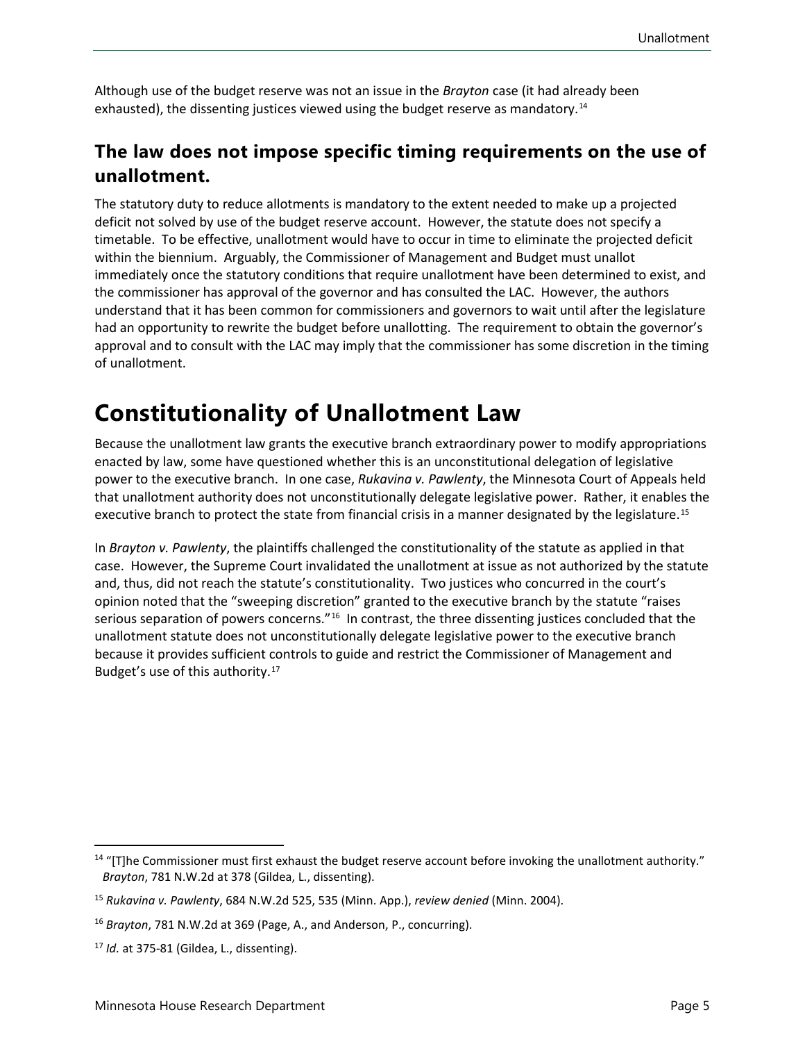Although use of the budget reserve was not an issue in the *Brayton* case (it had already been exhausted), the dissenting justices viewed using the budget reserve as mandatory.[14]

### The law does not impose specific timing requirements on the use of unallotment.

The statutory duty to reduce allotments is mandatory to the extent needed to make up a projected deficit not solved by use of the budget reserve account. However, the statute does not specify a timetable. To be effective, unallotment would have to occur in time to eliminate the projected deficit within the biennium. Arguably, the Commissioner of Management and Budget must unallot immediately once the statutory conditions that require unallotment have been determined to exist, and the commissioner has approval of the governor and has consulted the LAC. However, the authors understand that it has been common for commissioners and governors to wait until after the legislature had an opportunity to rewrite the budget before unallotting. The requirement to obtain the governor's approval and to consult with the LAC may imply that the commissioner has some discretion in the timing of unallotment.

# Constitutionality of Unallotment Law

Because the unallotment law grants the executive branch extraordinary power to modify appropriations enacted by law, some have questioned whether this is an unconstitutional delegation of legislative power to the executive branch. In one case, *Rukavina v. Pawlenty*, the Minnesota Court of Appeals held that unallotment authority does not unconstitutionally delegate legislative power. Rather, it enables the executive branch to protect the state from financial crisis in a manner designated by the legislature.[15]

In *Brayton v. Pawlenty*, the plaintiffs challenged the constitutionality of the statute as applied in that case. However, the Supreme Court invalidated the unallotment at issue as not authorized by the statute and, thus, did not reach the statute's constitutionality. Two justices who concurred in the court's opinion noted that the "sweeping discretion" granted to the executive branch by the statute "raises serious separation of powers concerns."[16] In contrast, the three dissenting justices concluded that the unallotment statute does not unconstitutionally delegate legislative power to the executive branch because it provides sufficient controls to guide and restrict the Commissioner of Management and Budget's use of this authority.[17]

---

[14] "[T]he Commissioner must first exhaust the budget reserve account before invoking the unallotment authority." *Brayton*, 781 N.W.2d at 378 (Gildea, L., dissenting).

[15] *Rukavina v. Pawlenty*, 684 N.W.2d 525, 535 (Minn. App.), *review denied* (Minn. 2004).

[16] *Brayton*, 781 N.W.2d at 369 (Page, A., and Anderson, P., concurring).

[17] *Id.* at 375-81 (Gildea, L., dissenting).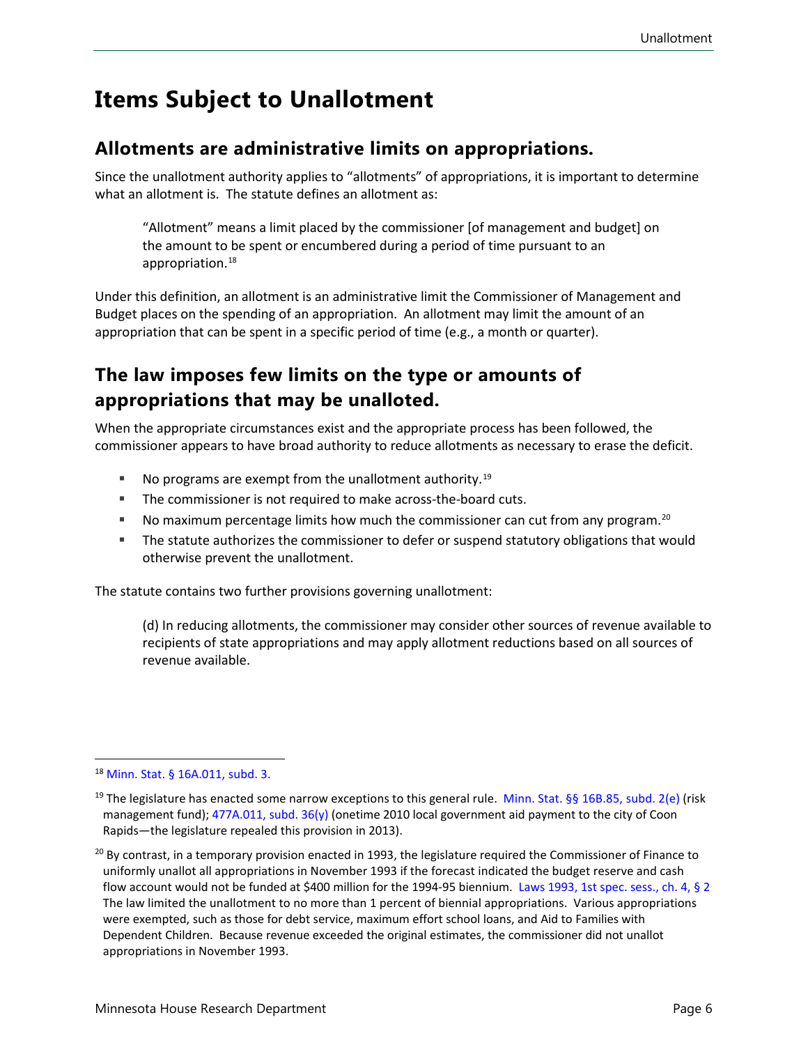# Items Subject to Unallotment

## Allotments are administrative limits on appropriations.

Since the unallotment authority applies to "allotments" of appropriations, it is important to determine what an allotment is. The statute defines an allotment as:

> "Allotment" means a limit placed by the commissioner [of management and budget] on the amount to be spent or encumbered during a period of time pursuant to an appropriation.[18]

Under this definition, an allotment is an administrative limit the Commissioner of Management and Budget places on the spending of an appropriation. An allotment may limit the amount of an appropriation that can be spent in a specific period of time (e.g., a month or quarter).

## The law imposes few limits on the type or amounts of appropriations that may be unalloted.

When the appropriate circumstances exist and the appropriate process has been followed, the commissioner appears to have broad authority to reduce allotments as necessary to erase the deficit.

- No programs are exempt from the unallotment authority.[19]
- The commissioner is not required to make across-the-board cuts.
- No maximum percentage limits how much the commissioner can cut from any program.[20]
- The statute authorizes the commissioner to defer or suspend statutory obligations that would otherwise prevent the unallotment.

The statute contains two further provisions governing unallotment:

> (d) In reducing allotments, the commissioner may consider other sources of revenue available to recipients of state appropriations and may apply allotment reductions based on all sources of revenue available.

---

[18] Minn. Stat. § 16A.011, subd. 3.

[19] The legislature has enacted some narrow exceptions to this general rule. Minn. Stat. §§ 16B.85, subd. 2(e) (risk management fund); 477A.011, subd. 36(y) (onetime 2010 local government aid payment to the city of Coon Rapids—the legislature repealed this provision in 2013).

[20] By contrast, in a temporary provision enacted in 1993, the legislature required the Commissioner of Finance to uniformly unallot all appropriations in November 1993 if the forecast indicated the budget reserve and cash flow account would not be funded at $400 million for the 1994-95 biennium. Laws 1993, 1st spec. sess., ch. 4, § 2 The law limited the unallotment to no more than 1 percent of biennial appropriations. Various appropriations were exempted, such as those for debt service, maximum effort school loans, and Aid to Families with Dependent Children. Because revenue exceeded the original estimates, the commissioner did not unallot appropriations in November 1993.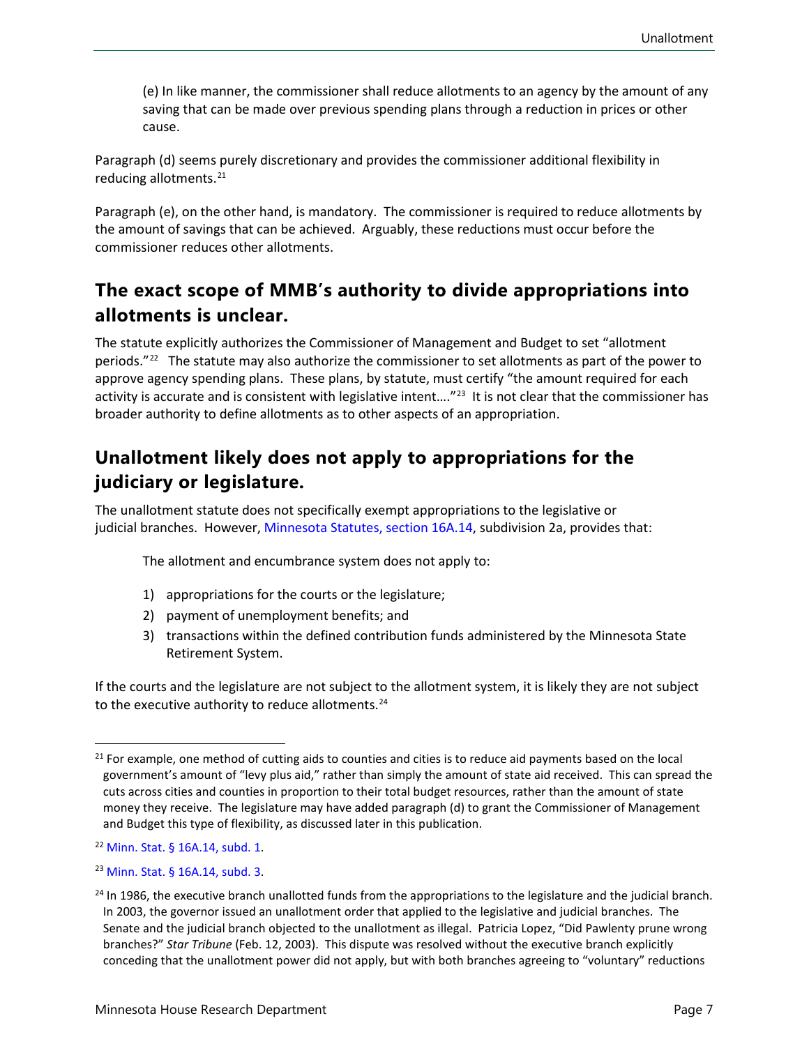(e) In like manner, the commissioner shall reduce allotments to an agency by the amount of any saving that can be made over previous spending plans through a reduction in prices or other cause.

Paragraph (d) seems purely discretionary and provides the commissioner additional flexibility in reducing allotments.[21]

Paragraph (e), on the other hand, is mandatory. The commissioner is required to reduce allotments by the amount of savings that can be achieved. Arguably, these reductions must occur before the commissioner reduces other allotments.

## The exact scope of MMB's authority to divide appropriations into allotments is unclear.

The statute explicitly authorizes the Commissioner of Management and Budget to set "allotment periods."[22] The statute may also authorize the commissioner to set allotments as part of the power to approve agency spending plans. These plans, by statute, must certify "the amount required for each activity is accurate and is consistent with legislative intent…."[23] It is not clear that the commissioner has broader authority to define allotments as to other aspects of an appropriation.

## Unallotment likely does not apply to appropriations for the judiciary or legislature.

The unallotment statute does not specifically exempt appropriations to the legislative or judicial branches. However, Minnesota Statutes, section 16A.14, subdivision 2a, provides that:

> The allotment and encumbrance system does not apply to:
>
> 1) appropriations for the courts or the legislature;
> 2) payment of unemployment benefits; and
> 3) transactions within the defined contribution funds administered by the Minnesota State Retirement System.

If the courts and the legislature are not subject to the allotment system, it is likely they are not subject to the executive authority to reduce allotments.[24]

---

[21] For example, one method of cutting aids to counties and cities is to reduce aid payments based on the local government's amount of "levy plus aid," rather than simply the amount of state aid received. This can spread the cuts across cities and counties in proportion to their total budget resources, rather than the amount of state money they receive. The legislature may have added paragraph (d) to grant the Commissioner of Management and Budget this type of flexibility, as discussed later in this publication.

[22] Minn. Stat. § 16A.14, subd. 1.

[23] Minn. Stat. § 16A.14, subd. 3.

[24] In 1986, the executive branch unallotted funds from the appropriations to the legislature and the judicial branch. In 2003, the governor issued an unallotment order that applied to the legislative and judicial branches. The Senate and the judicial branch objected to the unallotment as illegal. Patricia Lopez, "Did Pawlenty prune wrong branches?" *Star Tribune* (Feb. 12, 2003). This dispute was resolved without the executive branch explicitly conceding that the unallotment power did not apply, but with both branches agreeing to "voluntary" reductions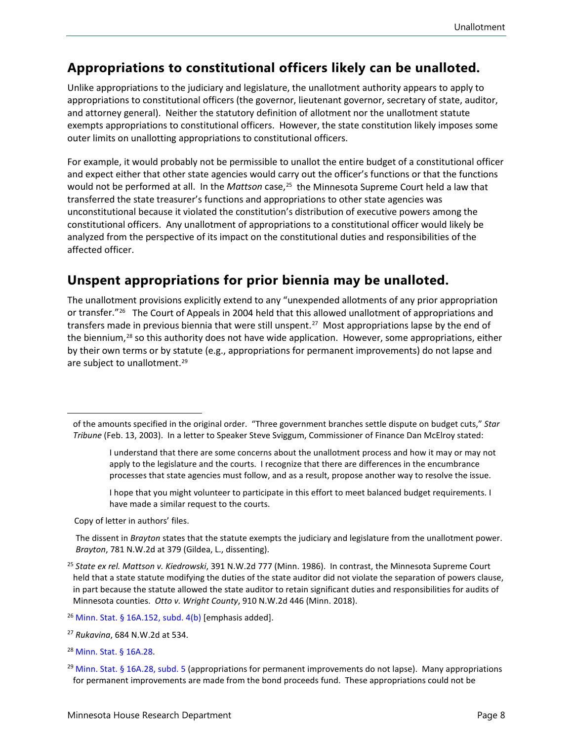## Appropriations to constitutional officers likely can be unalloted.

Unlike appropriations to the judiciary and legislature, the unallotment authority appears to apply to appropriations to constitutional officers (the governor, lieutenant governor, secretary of state, auditor, and attorney general). Neither the statutory definition of allotment nor the unallotment statute exempts appropriations to constitutional officers. However, the state constitution likely imposes some outer limits on unallotting appropriations to constitutional officers.

For example, it would probably not be permissible to unallot the entire budget of a constitutional officer and expect either that other state agencies would carry out the officer's functions or that the functions would not be performed at all. In the *Mattson* case,[25] the Minnesota Supreme Court held a law that transferred the state treasurer's functions and appropriations to other state agencies was unconstitutional because it violated the constitution's distribution of executive powers among the constitutional officers. Any unallotment of appropriations to a constitutional officer would likely be analyzed from the perspective of its impact on the constitutional duties and responsibilities of the affected officer.

## Unspent appropriations for prior biennia may be unalloted.

The unallotment provisions explicitly extend to any "unexpended allotments of any prior appropriation or transfer."[26] The Court of Appeals in 2004 held that this allowed unallotment of appropriations and transfers made in previous biennia that were still unspent.[27] Most appropriations lapse by the end of the biennium,[28] so this authority does not have wide application. However, some appropriations, either by their own terms or by statute (e.g., appropriations for permanent improvements) do not lapse and are subject to unallotment.[29]

---

of the amounts specified in the original order. "Three government branches settle dispute on budget cuts," *Star Tribune* (Feb. 13, 2003). In a letter to Speaker Steve Sviggum, Commissioner of Finance Dan McElroy stated:

> I understand that there are some concerns about the unallotment process and how it may or may not apply to the legislature and the courts. I recognize that there are differences in the encumbrance processes that state agencies must follow, and as a result, propose another way to resolve the issue.
>
> I hope that you might volunteer to participate in this effort to meet balanced budget requirements. I have made a similar request to the courts.

Copy of letter in authors' files.

The dissent in *Brayton* states that the statute exempts the judiciary and legislature from the unallotment power. *Brayton*, 781 N.W.2d at 379 (Gildea, L., dissenting).

[25] *State ex rel. Mattson v. Kiedrowski*, 391 N.W.2d 777 (Minn. 1986). In contrast, the Minnesota Supreme Court held that a state statute modifying the duties of the state auditor did not violate the separation of powers clause, in part because the statute allowed the state auditor to retain significant duties and responsibilities for audits of Minnesota counties. *Otto v. Wright County*, 910 N.W.2d 446 (Minn. 2018).

[26] Minn. Stat. § 16A.152, subd. 4(b) [emphasis added].

[27] *Rukavina*, 684 N.W.2d at 534.

[28] Minn. Stat. § 16A.28.

[29] Minn. Stat. § 16A.28, subd. 5 (appropriations for permanent improvements do not lapse). Many appropriations for permanent improvements are made from the bond proceeds fund. These appropriations could not be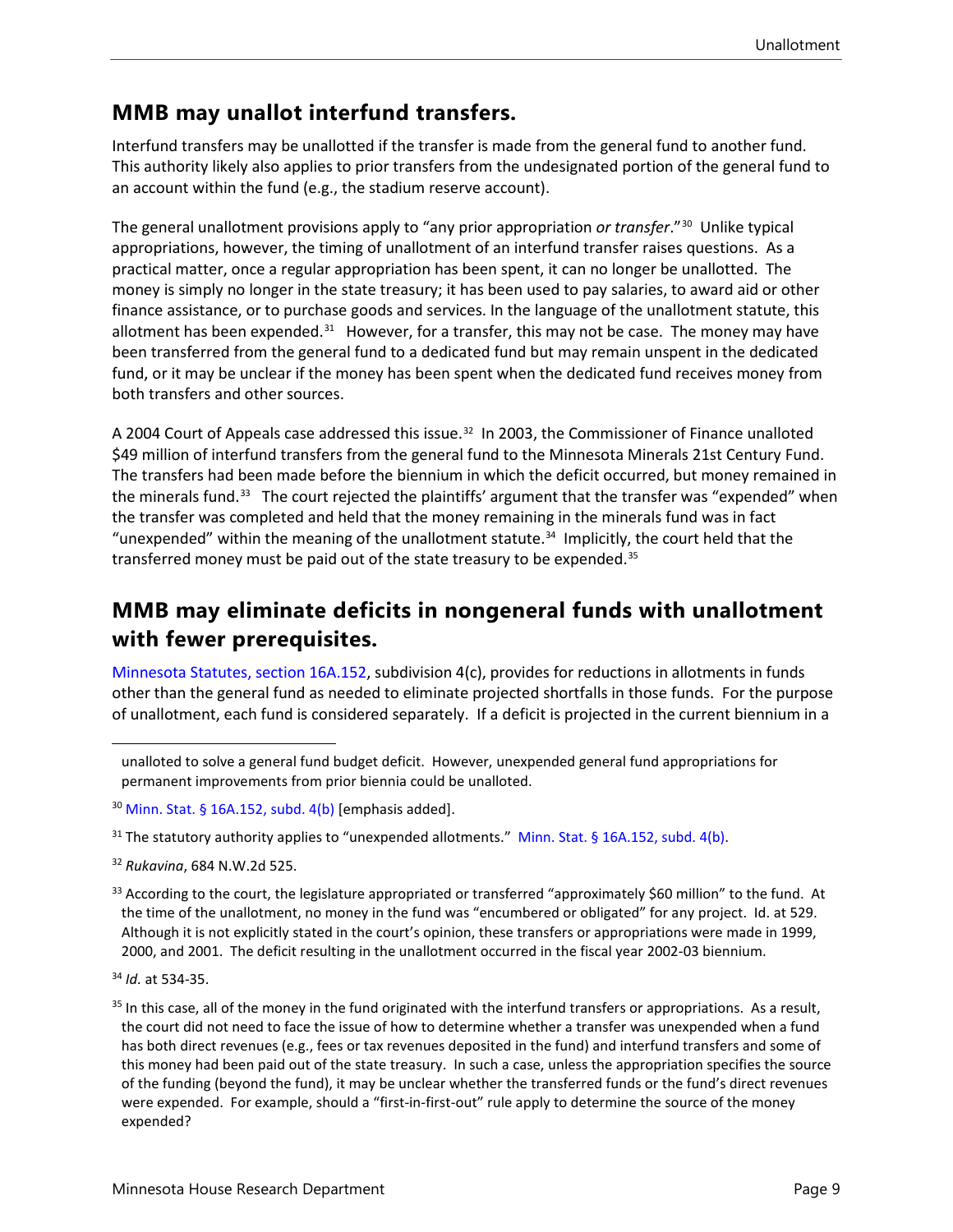## MMB may unallot interfund transfers.

Interfund transfers may be unallotted if the transfer is made from the general fund to another fund. This authority likely also applies to prior transfers from the undesignated portion of the general fund to an account within the fund (e.g., the stadium reserve account).

The general unallotment provisions apply to "any prior appropriation *or transfer*."[30] Unlike typical appropriations, however, the timing of unallotment of an interfund transfer raises questions. As a practical matter, once a regular appropriation has been spent, it can no longer be unallotted. The money is simply no longer in the state treasury; it has been used to pay salaries, to award aid or other finance assistance, or to purchase goods and services. In the language of the unallotment statute, this allotment has been expended.[31] However, for a transfer, this may not be case. The money may have been transferred from the general fund to a dedicated fund but may remain unspent in the dedicated fund, or it may be unclear if the money has been spent when the dedicated fund receives money from both transfers and other sources.

A 2004 Court of Appeals case addressed this issue.[32] In 2003, the Commissioner of Finance unalloted $49 million of interfund transfers from the general fund to the Minnesota Minerals 21st Century Fund. The transfers had been made before the biennium in which the deficit occurred, but money remained in the minerals fund.[33] The court rejected the plaintiffs' argument that the transfer was "expended" when the transfer was completed and held that the money remaining in the minerals fund was in fact "unexpended" within the meaning of the unallotment statute.[34] Implicitly, the court held that the transferred money must be paid out of the state treasury to be expended.[35]

## MMB may eliminate deficits in nongeneral funds with unallotment with fewer prerequisites.

Minnesota Statutes, section 16A.152, subdivision 4(c), provides for reductions in allotments in funds other than the general fund as needed to eliminate projected shortfalls in those funds. For the purpose of unallotment, each fund is considered separately. If a deficit is projected in the current biennium in a

---

unalloted to solve a general fund budget deficit. However, unexpended general fund appropriations for permanent improvements from prior biennia could be unalloted.

[30] Minn. Stat. § 16A.152, subd. 4(b) [emphasis added].

[31] The statutory authority applies to "unexpended allotments." Minn. Stat. § 16A.152, subd. 4(b).

[32] *Rukavina*, 684 N.W.2d 525.

[33] According to the court, the legislature appropriated or transferred "approximately $60 million" to the fund. At the time of the unallotment, no money in the fund was "encumbered or obligated" for any project. Id. at 529. Although it is not explicitly stated in the court's opinion, these transfers or appropriations were made in 1999, 2000, and 2001. The deficit resulting in the unallotment occurred in the fiscal year 2002-03 biennium.

[34] *Id.* at 534-35.

[35] In this case, all of the money in the fund originated with the interfund transfers or appropriations. As a result, the court did not need to face the issue of how to determine whether a transfer was unexpended when a fund has both direct revenues (e.g., fees or tax revenues deposited in the fund) and interfund transfers and some of this money had been paid out of the state treasury. In such a case, unless the appropriation specifies the source of the funding (beyond the fund), it may be unclear whether the transferred funds or the fund's direct revenues were expended. For example, should a "first-in-first-out" rule apply to determine the source of the money expended?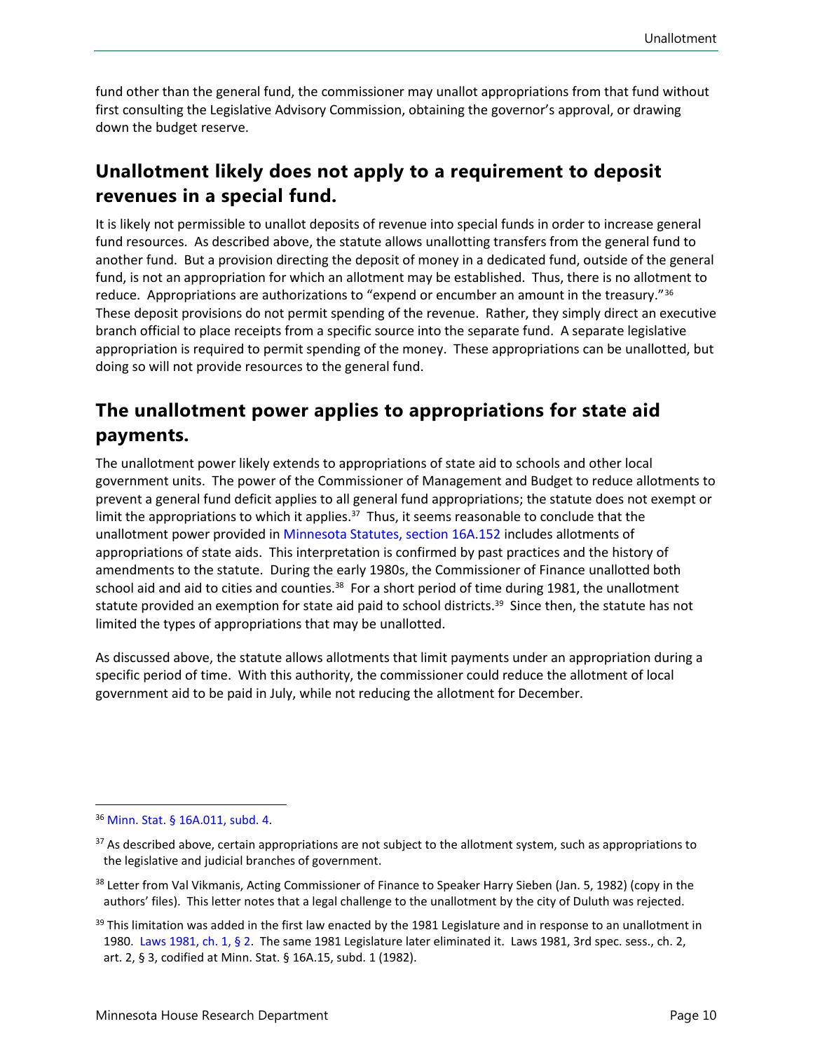fund other than the general fund, the commissioner may unallot appropriations from that fund without first consulting the Legislative Advisory Commission, obtaining the governor's approval, or drawing down the budget reserve.

## Unallotment likely does not apply to a requirement to deposit revenues in a special fund.

It is likely not permissible to unallot deposits of revenue into special funds in order to increase general fund resources. As described above, the statute allows unallotting transfers from the general fund to another fund. But a provision directing the deposit of money in a dedicated fund, outside of the general fund, is not an appropriation for which an allotment may be established. Thus, there is no allotment to reduce. Appropriations are authorizations to "expend or encumber an amount in the treasury."[36] These deposit provisions do not permit spending of the revenue. Rather, they simply direct an executive branch official to place receipts from a specific source into the separate fund. A separate legislative appropriation is required to permit spending of the money. These appropriations can be unallotted, but doing so will not provide resources to the general fund.

## The unallotment power applies to appropriations for state aid payments.

The unallotment power likely extends to appropriations of state aid to schools and other local government units. The power of the Commissioner of Management and Budget to reduce allotments to prevent a general fund deficit applies to all general fund appropriations; the statute does not exempt or limit the appropriations to which it applies.[37] Thus, it seems reasonable to conclude that the unallotment power provided in Minnesota Statutes, section 16A.152 includes allotments of appropriations of state aids. This interpretation is confirmed by past practices and the history of amendments to the statute. During the early 1980s, the Commissioner of Finance unallotted both school aid and aid to cities and counties.[38] For a short period of time during 1981, the unallotment statute provided an exemption for state aid paid to school districts.[39] Since then, the statute has not limited the types of appropriations that may be unallotted.

As discussed above, the statute allows allotments that limit payments under an appropriation during a specific period of time. With this authority, the commissioner could reduce the allotment of local government aid to be paid in July, while not reducing the allotment for December.

---

[36] Minn. Stat. § 16A.011, subd. 4.

[37] As described above, certain appropriations are not subject to the allotment system, such as appropriations to the legislative and judicial branches of government.

[38] Letter from Val Vikmanis, Acting Commissioner of Finance to Speaker Harry Sieben (Jan. 5, 1982) (copy in the authors' files). This letter notes that a legal challenge to the unallotment by the city of Duluth was rejected.

[39] This limitation was added in the first law enacted by the 1981 Legislature and in response to an unallotment in 1980. Laws 1981, ch. 1, § 2. The same 1981 Legislature later eliminated it. Laws 1981, 3rd spec. sess., ch. 2, art. 2, § 3, codified at Minn. Stat. § 16A.15, subd. 1 (1982).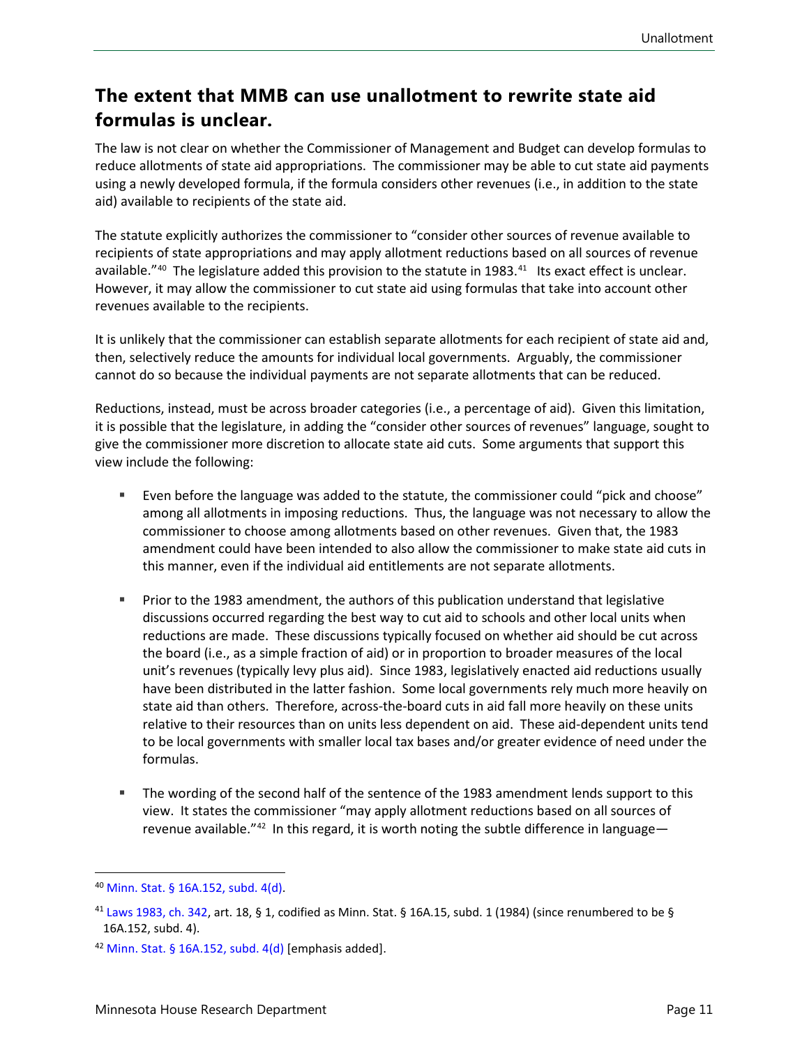## The extent that MMB can use unallotment to rewrite state aid formulas is unclear.

The law is not clear on whether the Commissioner of Management and Budget can develop formulas to reduce allotments of state aid appropriations. The commissioner may be able to cut state aid payments using a newly developed formula, if the formula considers other revenues (i.e., in addition to the state aid) available to recipients of the state aid.

The statute explicitly authorizes the commissioner to "consider other sources of revenue available to recipients of state appropriations and may apply allotment reductions based on all sources of revenue available."[40] The legislature added this provision to the statute in 1983.[41] Its exact effect is unclear. However, it may allow the commissioner to cut state aid using formulas that take into account other revenues available to the recipients.

It is unlikely that the commissioner can establish separate allotments for each recipient of state aid and, then, selectively reduce the amounts for individual local governments. Arguably, the commissioner cannot do so because the individual payments are not separate allotments that can be reduced.

Reductions, instead, must be across broader categories (i.e., a percentage of aid). Given this limitation, it is possible that the legislature, in adding the "consider other sources of revenues" language, sought to give the commissioner more discretion to allocate state aid cuts. Some arguments that support this view include the following:

- Even before the language was added to the statute, the commissioner could "pick and choose" among all allotments in imposing reductions. Thus, the language was not necessary to allow the commissioner to choose among allotments based on other revenues. Given that, the 1983 amendment could have been intended to also allow the commissioner to make state aid cuts in this manner, even if the individual aid entitlements are not separate allotments.
- Prior to the 1983 amendment, the authors of this publication understand that legislative discussions occurred regarding the best way to cut aid to schools and other local units when reductions are made. These discussions typically focused on whether aid should be cut across the board (i.e., as a simple fraction of aid) or in proportion to broader measures of the local unit's revenues (typically levy plus aid). Since 1983, legislatively enacted aid reductions usually have been distributed in the latter fashion. Some local governments rely much more heavily on state aid than others. Therefore, across-the-board cuts in aid fall more heavily on these units relative to their resources than on units less dependent on aid. These aid-dependent units tend to be local governments with smaller local tax bases and/or greater evidence of need under the formulas.
- The wording of the second half of the sentence of the 1983 amendment lends support to this view. It states the commissioner "may apply allotment reductions based on all sources of revenue available."[42] In this regard, it is worth noting the subtle difference in language—

---

[40] Minn. Stat. § 16A.152, subd. 4(d).

[41] Laws 1983, ch. 342, art. 18, § 1, codified as Minn. Stat. § 16A.15, subd. 1 (1984) (since renumbered to be § 16A.152, subd. 4).

[42] Minn. Stat. § 16A.152, subd. 4(d) [emphasis added].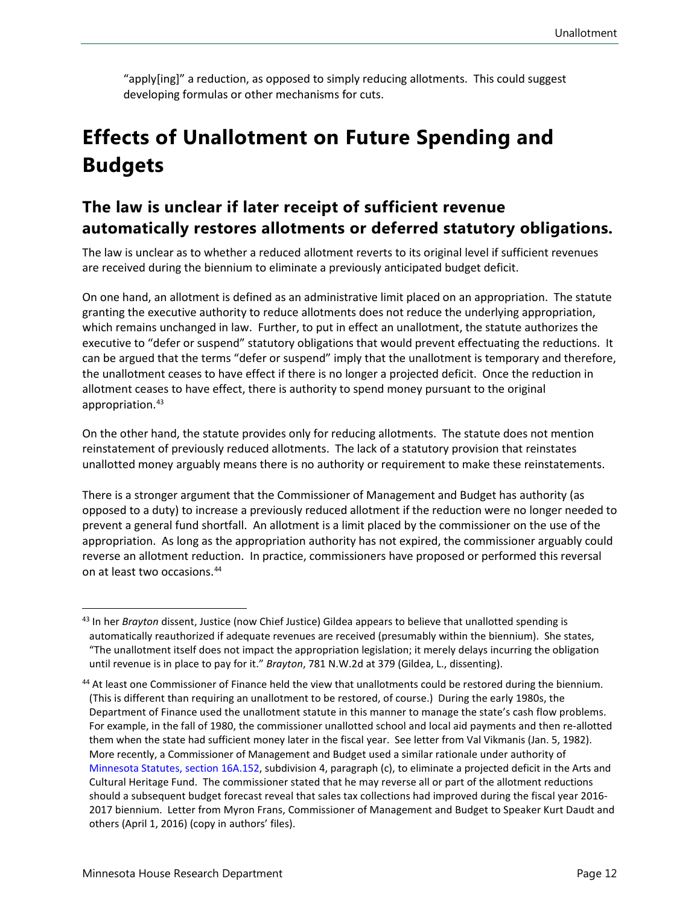"apply[ing]" a reduction, as opposed to simply reducing allotments. This could suggest developing formulas or other mechanisms for cuts.

# Effects of Unallotment on Future Spending and Budgets

## The law is unclear if later receipt of sufficient revenue automatically restores allotments or deferred statutory obligations.

The law is unclear as to whether a reduced allotment reverts to its original level if sufficient revenues are received during the biennium to eliminate a previously anticipated budget deficit.

On one hand, an allotment is defined as an administrative limit placed on an appropriation. The statute granting the executive authority to reduce allotments does not reduce the underlying appropriation, which remains unchanged in law. Further, to put in effect an unallotment, the statute authorizes the executive to "defer or suspend" statutory obligations that would prevent effectuating the reductions. It can be argued that the terms "defer or suspend" imply that the unallotment is temporary and therefore, the unallotment ceases to have effect if there is no longer a projected deficit. Once the reduction in allotment ceases to have effect, there is authority to spend money pursuant to the original appropriation.[43]

On the other hand, the statute provides only for reducing allotments. The statute does not mention reinstatement of previously reduced allotments. The lack of a statutory provision that reinstates unallotted money arguably means there is no authority or requirement to make these reinstatements.

There is a stronger argument that the Commissioner of Management and Budget has authority (as opposed to a duty) to increase a previously reduced allotment if the reduction were no longer needed to prevent a general fund shortfall. An allotment is a limit placed by the commissioner on the use of the appropriation. As long as the appropriation authority has not expired, the commissioner arguably could reverse an allotment reduction. In practice, commissioners have proposed or performed this reversal on at least two occasions.[44]

---

[43] In her *Brayton* dissent, Justice (now Chief Justice) Gildea appears to believe that unallotted spending is automatically reauthorized if adequate revenues are received (presumably within the biennium). She states, "The unallotment itself does not impact the appropriation legislation; it merely delays incurring the obligation until revenue is in place to pay for it." *Brayton*, 781 N.W.2d at 379 (Gildea, L., dissenting).

[44] At least one Commissioner of Finance held the view that unallotments could be restored during the biennium. (This is different than requiring an unallotment to be restored, of course.) During the early 1980s, the Department of Finance used the unallotment statute in this manner to manage the state's cash flow problems. For example, in the fall of 1980, the commissioner unallotted school and local aid payments and then re-allotted them when the state had sufficient money later in the fiscal year. See letter from Val Vikmanis (Jan. 5, 1982). More recently, a Commissioner of Management and Budget used a similar rationale under authority of Minnesota Statutes, section 16A.152, subdivision 4, paragraph (c), to eliminate a projected deficit in the Arts and Cultural Heritage Fund. The commissioner stated that he may reverse all or part of the allotment reductions should a subsequent budget forecast reveal that sales tax collections had improved during the fiscal year 2016-2017 biennium. Letter from Myron Frans, Commissioner of Management and Budget to Speaker Kurt Daudt and others (April 1, 2016) (copy in authors' files).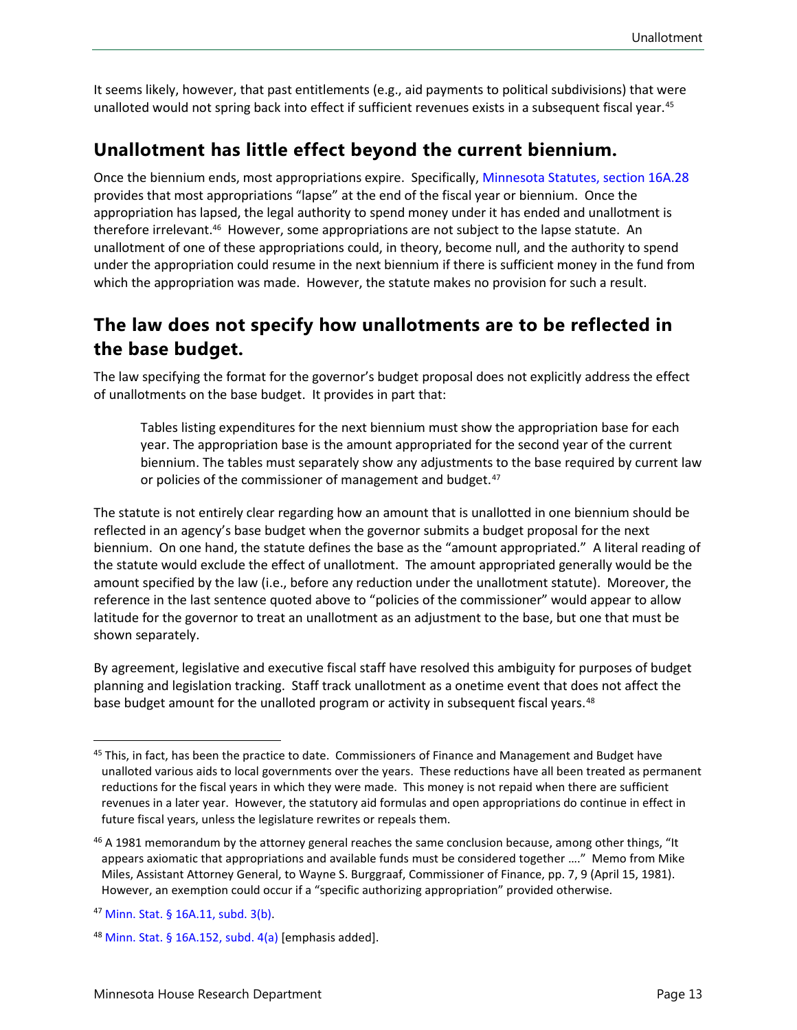It seems likely, however, that past entitlements (e.g., aid payments to political subdivisions) that were unalloted would not spring back into effect if sufficient revenues exists in a subsequent fiscal year.[45]

## Unallotment has little effect beyond the current biennium.

Once the biennium ends, most appropriations expire. Specifically, Minnesota Statutes, section 16A.28 provides that most appropriations "lapse" at the end of the fiscal year or biennium. Once the appropriation has lapsed, the legal authority to spend money under it has ended and unallotment is therefore irrelevant.[46] However, some appropriations are not subject to the lapse statute. An unallotment of one of these appropriations could, in theory, become null, and the authority to spend under the appropriation could resume in the next biennium if there is sufficient money in the fund from which the appropriation was made. However, the statute makes no provision for such a result.

## The law does not specify how unallotments are to be reflected in the base budget.

The law specifying the format for the governor's budget proposal does not explicitly address the effect of unallotments on the base budget. It provides in part that:

> Tables listing expenditures for the next biennium must show the appropriation base for each year. The appropriation base is the amount appropriated for the second year of the current biennium. The tables must separately show any adjustments to the base required by current law or policies of the commissioner of management and budget.[47]

The statute is not entirely clear regarding how an amount that is unallotted in one biennium should be reflected in an agency's base budget when the governor submits a budget proposal for the next biennium. On one hand, the statute defines the base as the "amount appropriated." A literal reading of the statute would exclude the effect of unallotment. The amount appropriated generally would be the amount specified by the law (i.e., before any reduction under the unallotment statute). Moreover, the reference in the last sentence quoted above to "policies of the commissioner" would appear to allow latitude for the governor to treat an unallotment as an adjustment to the base, but one that must be shown separately.

By agreement, legislative and executive fiscal staff have resolved this ambiguity for purposes of budget planning and legislation tracking. Staff track unallotment as a onetime event that does not affect the base budget amount for the unalloted program or activity in subsequent fiscal years.[48]

---

[45] This, in fact, has been the practice to date. Commissioners of Finance and Management and Budget have unalloted various aids to local governments over the years. These reductions have all been treated as permanent reductions for the fiscal years in which they were made. This money is not repaid when there are sufficient revenues in a later year. However, the statutory aid formulas and open appropriations do continue in effect in future fiscal years, unless the legislature rewrites or repeals them.

[46] A 1981 memorandum by the attorney general reaches the same conclusion because, among other things, "It appears axiomatic that appropriations and available funds must be considered together …." Memo from Mike Miles, Assistant Attorney General, to Wayne S. Burggraaf, Commissioner of Finance, pp. 7, 9 (April 15, 1981). However, an exemption could occur if a "specific authorizing appropriation" provided otherwise.

[47] Minn. Stat. § 16A.11, subd. 3(b).

[48] Minn. Stat. § 16A.152, subd. 4(a) [emphasis added].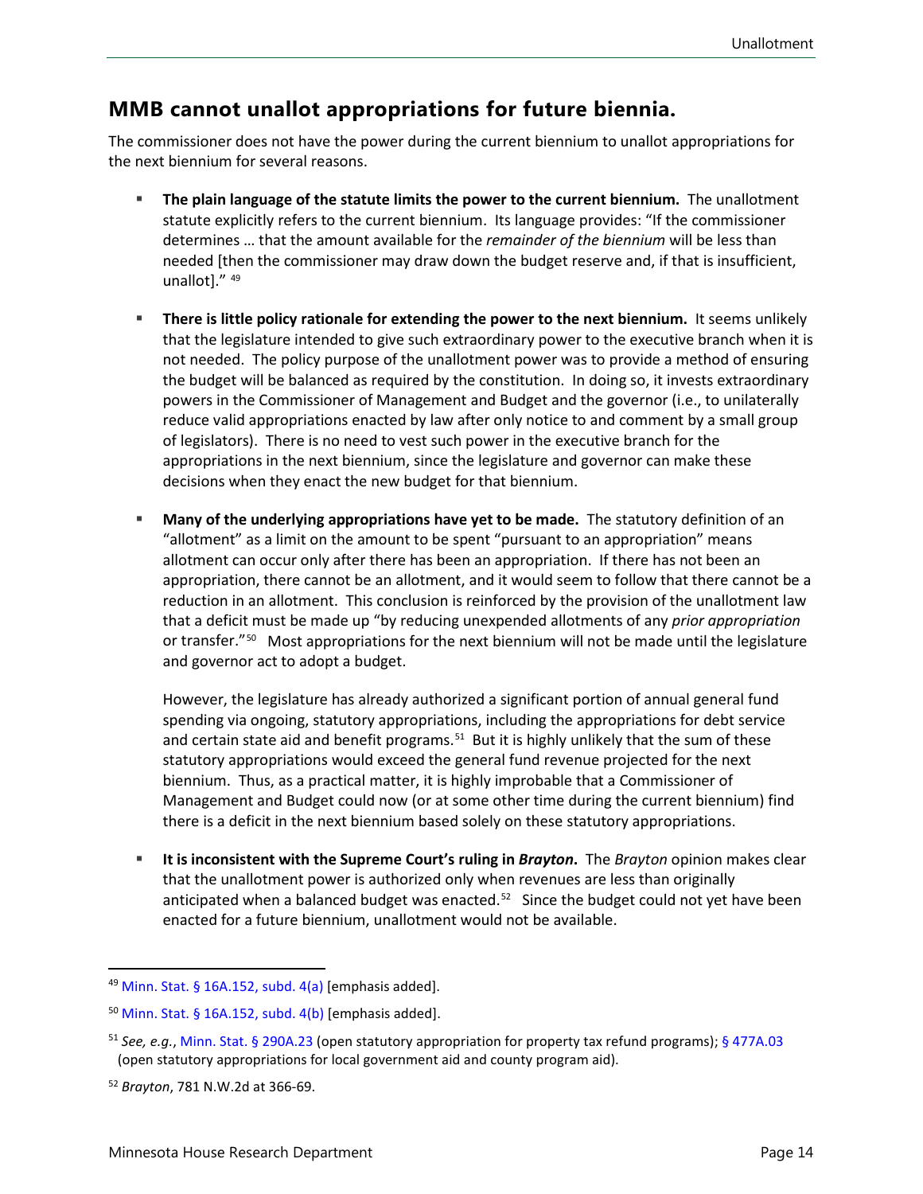## MMB cannot unallot appropriations for future biennia.

The commissioner does not have the power during the current biennium to unallot appropriations for the next biennium for several reasons.

- **The plain language of the statute limits the power to the current biennium.** The unallotment statute explicitly refers to the current biennium. Its language provides: "If the commissioner determines … that the amount available for the *remainder of the biennium* will be less than needed [then the commissioner may draw down the budget reserve and, if that is insufficient, unallot]." [49]

- **There is little policy rationale for extending the power to the next biennium.** It seems unlikely that the legislature intended to give such extraordinary power to the executive branch when it is not needed. The policy purpose of the unallotment power was to provide a method of ensuring the budget will be balanced as required by the constitution. In doing so, it invests extraordinary powers in the Commissioner of Management and Budget and the governor (i.e., to unilaterally reduce valid appropriations enacted by law after only notice to and comment by a small group of legislators). There is no need to vest such power in the executive branch for the appropriations in the next biennium, since the legislature and governor can make these decisions when they enact the new budget for that biennium.

- **Many of the underlying appropriations have yet to be made.** The statutory definition of an "allotment" as a limit on the amount to be spent "pursuant to an appropriation" means allotment can occur only after there has been an appropriation. If there has not been an appropriation, there cannot be an allotment, and it would seem to follow that there cannot be a reduction in an allotment. This conclusion is reinforced by the provision of the unallotment law that a deficit must be made up "by reducing unexpended allotments of any *prior appropriation* or transfer."[50] Most appropriations for the next biennium will not be made until the legislature and governor act to adopt a budget.

  However, the legislature has already authorized a significant portion of annual general fund spending via ongoing, statutory appropriations, including the appropriations for debt service and certain state aid and benefit programs.[51] But it is highly unlikely that the sum of these statutory appropriations would exceed the general fund revenue projected for the next biennium. Thus, as a practical matter, it is highly improbable that a Commissioner of Management and Budget could now (or at some other time during the current biennium) find there is a deficit in the next biennium based solely on these statutory appropriations.

- **It is inconsistent with the Supreme Court's ruling in *Brayton*.** The *Brayton* opinion makes clear that the unallotment power is authorized only when revenues are less than originally anticipated when a balanced budget was enacted.[52] Since the budget could not yet have been enacted for a future biennium, unallotment would not be available.

---

[49] Minn. Stat. § 16A.152, subd. 4(a) [emphasis added].

[50] Minn. Stat. § 16A.152, subd. 4(b) [emphasis added].

[51] *See, e.g.*, Minn. Stat. § 290A.23 (open statutory appropriation for property tax refund programs); § 477A.03 (open statutory appropriations for local government aid and county program aid).

[52] *Brayton*, 781 N.W.2d at 366-69.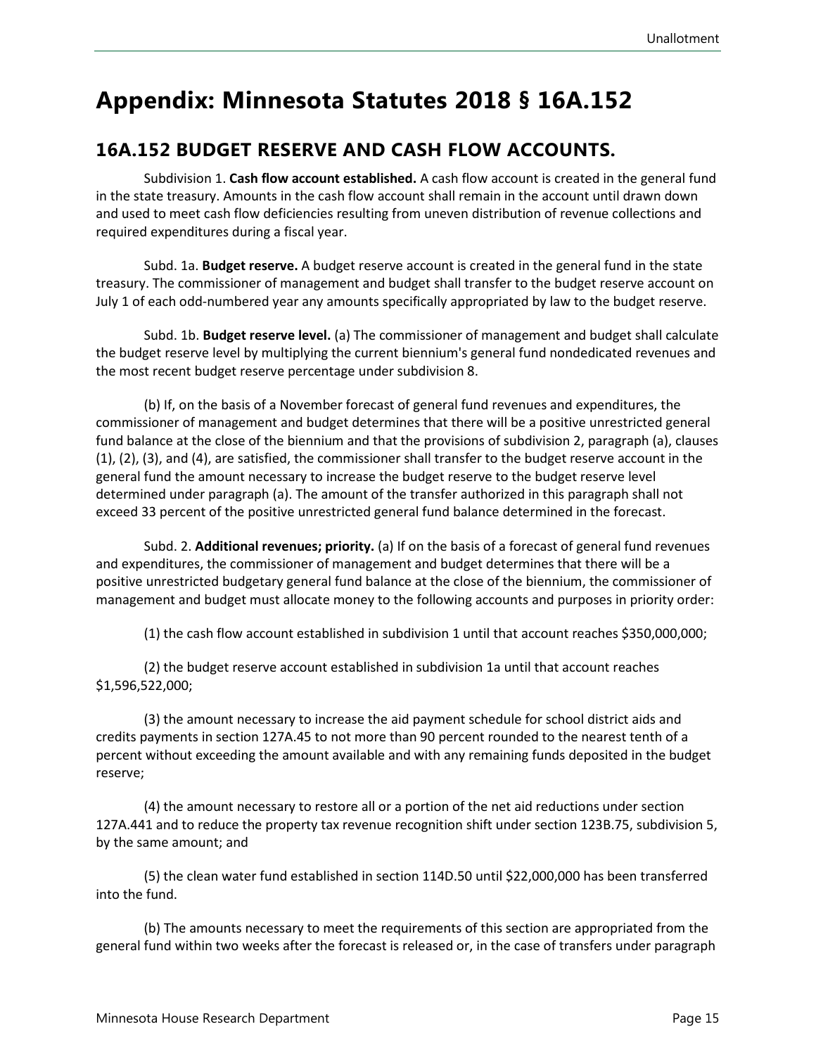# Appendix: Minnesota Statutes 2018 § 16A.152

## 16A.152 BUDGET RESERVE AND CASH FLOW ACCOUNTS.

Subdivision 1. **Cash flow account established.** A cash flow account is created in the general fund in the state treasury. Amounts in the cash flow account shall remain in the account until drawn down and used to meet cash flow deficiencies resulting from uneven distribution of revenue collections and required expenditures during a fiscal year.

Subd. 1a. **Budget reserve.** A budget reserve account is created in the general fund in the state treasury. The commissioner of management and budget shall transfer to the budget reserve account on July 1 of each odd-numbered year any amounts specifically appropriated by law to the budget reserve.

Subd. 1b. **Budget reserve level.** (a) The commissioner of management and budget shall calculate the budget reserve level by multiplying the current biennium's general fund nondedicated revenues and the most recent budget reserve percentage under subdivision 8.

(b) If, on the basis of a November forecast of general fund revenues and expenditures, the commissioner of management and budget determines that there will be a positive unrestricted general fund balance at the close of the biennium and that the provisions of subdivision 2, paragraph (a), clauses (1), (2), (3), and (4), are satisfied, the commissioner shall transfer to the budget reserve account in the general fund the amount necessary to increase the budget reserve to the budget reserve level determined under paragraph (a). The amount of the transfer authorized in this paragraph shall not exceed 33 percent of the positive unrestricted general fund balance determined in the forecast.

Subd. 2. **Additional revenues; priority.** (a) If on the basis of a forecast of general fund revenues and expenditures, the commissioner of management and budget determines that there will be a positive unrestricted budgetary general fund balance at the close of the biennium, the commissioner of management and budget must allocate money to the following accounts and purposes in priority order:

(1) the cash flow account established in subdivision 1 until that account reaches $350,000,000;

(2) the budget reserve account established in subdivision 1a until that account reaches $1,596,522,000;

(3) the amount necessary to increase the aid payment schedule for school district aids and credits payments in section 127A.45 to not more than 90 percent rounded to the nearest tenth of a percent without exceeding the amount available and with any remaining funds deposited in the budget reserve;

(4) the amount necessary to restore all or a portion of the net aid reductions under section 127A.441 and to reduce the property tax revenue recognition shift under section 123B.75, subdivision 5, by the same amount; and

(5) the clean water fund established in section 114D.50 until $22,000,000 has been transferred into the fund.

(b) The amounts necessary to meet the requirements of this section are appropriated from the general fund within two weeks after the forecast is released or, in the case of transfers under paragraph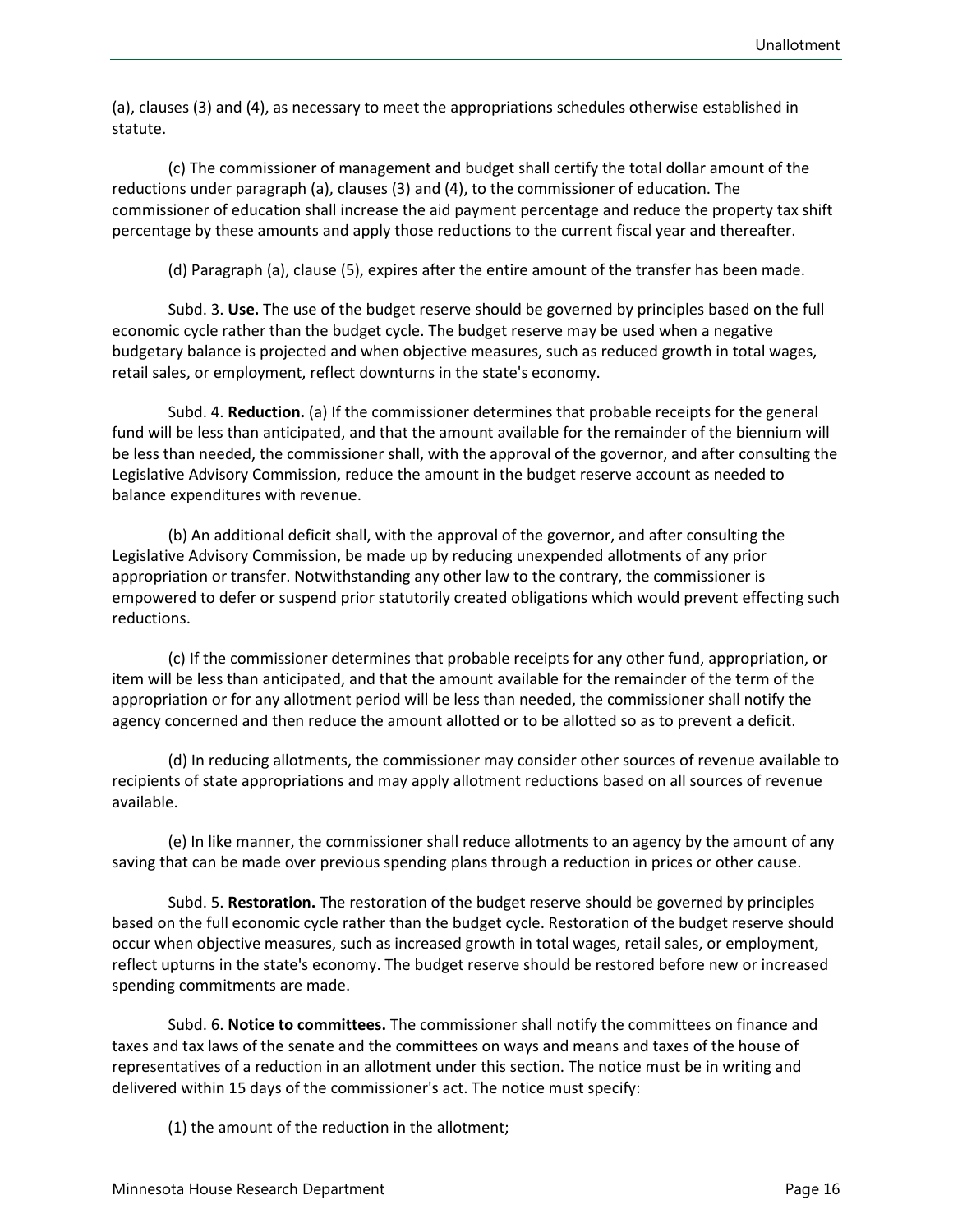(a), clauses (3) and (4), as necessary to meet the appropriations schedules otherwise established in statute.

(c) The commissioner of management and budget shall certify the total dollar amount of the reductions under paragraph (a), clauses (3) and (4), to the commissioner of education. The commissioner of education shall increase the aid payment percentage and reduce the property tax shift percentage by these amounts and apply those reductions to the current fiscal year and thereafter.

(d) Paragraph (a), clause (5), expires after the entire amount of the transfer has been made.

Subd. 3. **Use.** The use of the budget reserve should be governed by principles based on the full economic cycle rather than the budget cycle. The budget reserve may be used when a negative budgetary balance is projected and when objective measures, such as reduced growth in total wages, retail sales, or employment, reflect downturns in the state's economy.

Subd. 4. **Reduction.** (a) If the commissioner determines that probable receipts for the general fund will be less than anticipated, and that the amount available for the remainder of the biennium will be less than needed, the commissioner shall, with the approval of the governor, and after consulting the Legislative Advisory Commission, reduce the amount in the budget reserve account as needed to balance expenditures with revenue.

(b) An additional deficit shall, with the approval of the governor, and after consulting the Legislative Advisory Commission, be made up by reducing unexpended allotments of any prior appropriation or transfer. Notwithstanding any other law to the contrary, the commissioner is empowered to defer or suspend prior statutorily created obligations which would prevent effecting such reductions.

(c) If the commissioner determines that probable receipts for any other fund, appropriation, or item will be less than anticipated, and that the amount available for the remainder of the term of the appropriation or for any allotment period will be less than needed, the commissioner shall notify the agency concerned and then reduce the amount allotted or to be allotted so as to prevent a deficit.

(d) In reducing allotments, the commissioner may consider other sources of revenue available to recipients of state appropriations and may apply allotment reductions based on all sources of revenue available.

(e) In like manner, the commissioner shall reduce allotments to an agency by the amount of any saving that can be made over previous spending plans through a reduction in prices or other cause.

Subd. 5. **Restoration.** The restoration of the budget reserve should be governed by principles based on the full economic cycle rather than the budget cycle. Restoration of the budget reserve should occur when objective measures, such as increased growth in total wages, retail sales, or employment, reflect upturns in the state's economy. The budget reserve should be restored before new or increased spending commitments are made.

Subd. 6. **Notice to committees.** The commissioner shall notify the committees on finance and taxes and tax laws of the senate and the committees on ways and means and taxes of the house of representatives of a reduction in an allotment under this section. The notice must be in writing and delivered within 15 days of the commissioner's act. The notice must specify:

(1) the amount of the reduction in the allotment;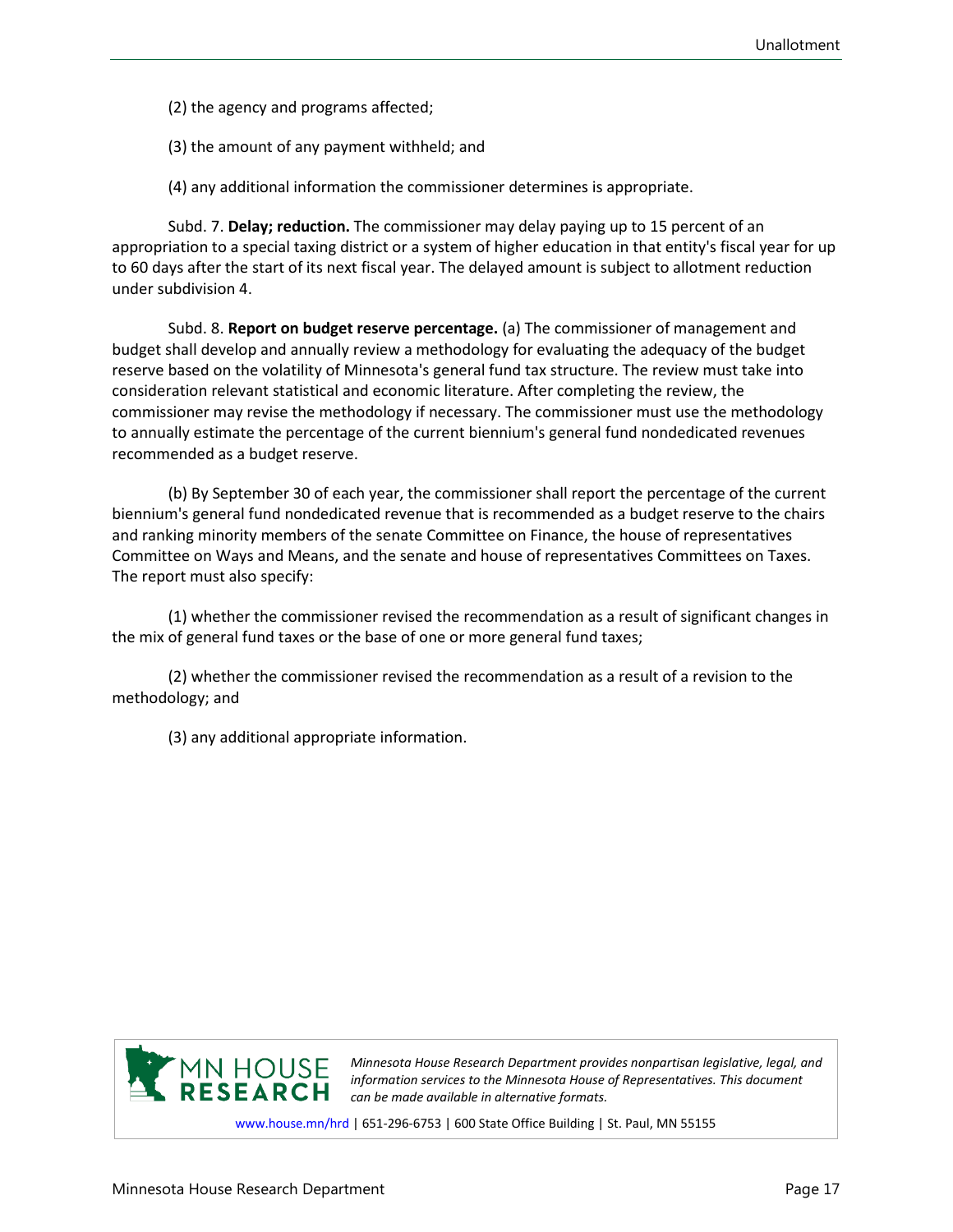(2) the agency and programs affected;

(3) the amount of any payment withheld; and

(4) any additional information the commissioner determines is appropriate.

Subd. 7. **Delay; reduction.** The commissioner may delay paying up to 15 percent of an appropriation to a special taxing district or a system of higher education in that entity's fiscal year for up to 60 days after the start of its next fiscal year. The delayed amount is subject to allotment reduction under subdivision 4.

Subd. 8. **Report on budget reserve percentage.** (a) The commissioner of management and budget shall develop and annually review a methodology for evaluating the adequacy of the budget reserve based on the volatility of Minnesota's general fund tax structure. The review must take into consideration relevant statistical and economic literature. After completing the review, the commissioner may revise the methodology if necessary. The commissioner must use the methodology to annually estimate the percentage of the current biennium's general fund nondedicated revenues recommended as a budget reserve.

(b) By September 30 of each year, the commissioner shall report the percentage of the current biennium's general fund nondedicated revenue that is recommended as a budget reserve to the chairs and ranking minority members of the senate Committee on Finance, the house of representatives Committee on Ways and Means, and the senate and house of representatives Committees on Taxes. The report must also specify:

(1) whether the commissioner revised the recommendation as a result of significant changes in the mix of general fund taxes or the base of one or more general fund taxes;

(2) whether the commissioner revised the recommendation as a result of a revision to the methodology; and

(3) any additional appropriate information.

MN HOUSE RESEARCH

*Minnesota House Research Department provides nonpartisan legislative, legal, and information services to the Minnesota House of Representatives. This document can be made available in alternative formats.*

www.house.mn/hrd | 651-296-6753 | 600 State Office Building | St. Paul, MN 55155